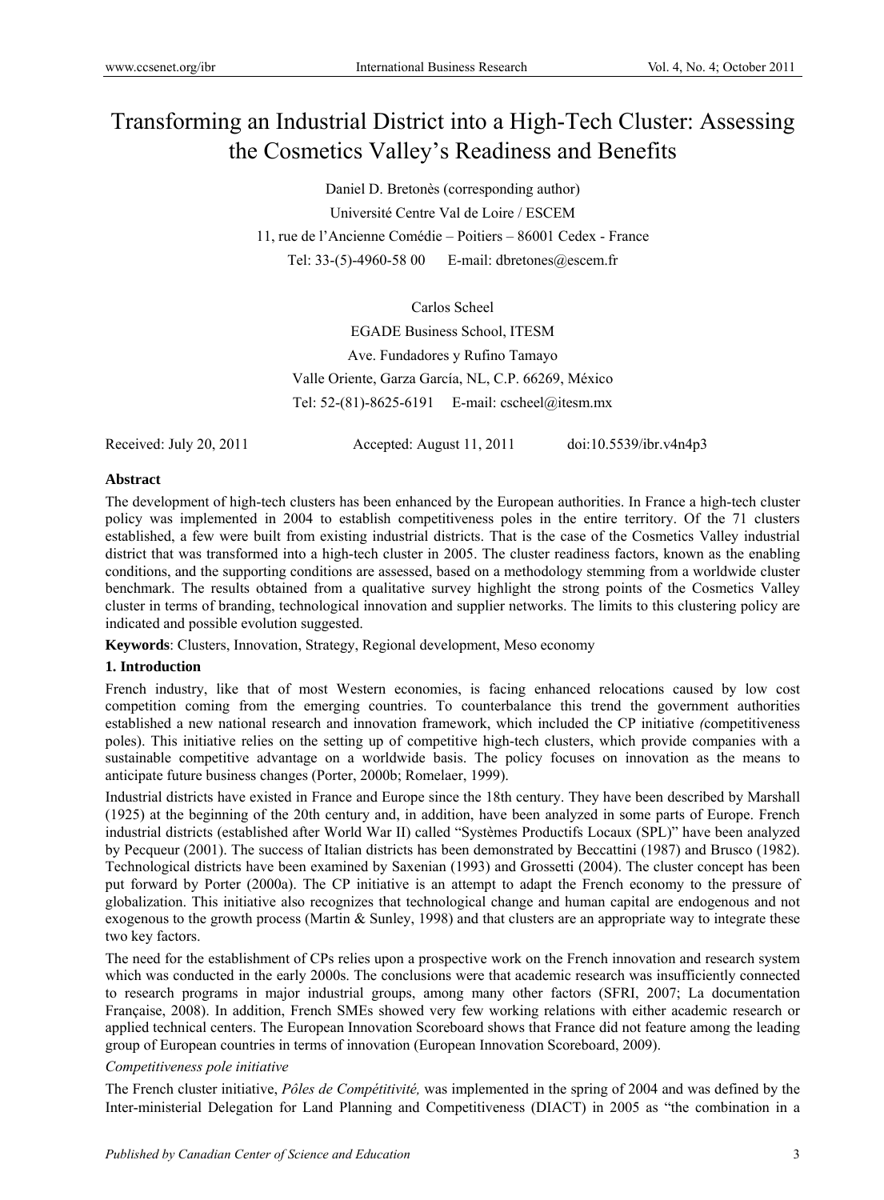# Transforming an Industrial District into a High-Tech Cluster: Assessing the Cosmetics Valley's Readiness and Benefits

Daniel D. Bretonès (corresponding author)

Université Centre Val de Loire / ESCEM

11, rue de l'Ancienne Comédie – Poitiers – 86001 Cedex - France

Tel: 33-(5)-4960-58 00  E-mail: dbretones@escem.fr

Carlos Scheel

EGADE Business School, ITESM

Ave. Fundadores y Rufino Tamayo

Valle Oriente, Garza García, NL, C.P. 66269, México

Tel: 52-(81)-8625-6191  E-mail: cscheel@itesm.mx

Received: July 20, 2011  Accepted: August 11, 2011  doi:10.5539/ibr.v4n4p3

**Abstract**

The development of high-tech clusters has been enhanced by the European authorities. In France a high-tech cluster policy was implemented in 2004 to establish competitiveness poles in the entire territory. Of the 71 clusters established, a few were built from existing industrial districts. That is the case of the Cosmetics Valley industrial district that was transformed into a high-tech cluster in 2005. The cluster readiness factors, known as the enabling conditions, and the supporting conditions are assessed, based on a methodology stemming from a worldwide cluster benchmark. The results obtained from a qualitative survey highlight the strong points of the Cosmetics Valley cluster in terms of branding, technological innovation and supplier networks. The limits to this clustering policy are indicated and possible evolution suggested.

**Keywords**: Clusters, Innovation, Strategy, Regional development, Meso economy

## 1. Introduction

French industry, like that of most Western economies, is facing enhanced relocations caused by low cost competition coming from the emerging countries. To counterbalance this trend the government authorities established a new national research and innovation framework, which included the CP initiative *(*competitiveness poles). This initiative relies on the setting up of competitive high-tech clusters, which provide companies with a sustainable competitive advantage on a worldwide basis. The policy focuses on innovation as the means to anticipate future business changes (Porter, 2000b; Romelaer, 1999).

Industrial districts have existed in France and Europe since the 18th century. They have been described by Marshall (1925) at the beginning of the 20th century and, in addition, have been analyzed in some parts of Europe. French industrial districts (established after World War II) called "Systèmes Productifs Locaux (SPL)" have been analyzed by Pecqueur (2001). The success of Italian districts has been demonstrated by Beccattini (1987) and Brusco (1982). Technological districts have been examined by Saxenian (1993) and Grossetti (2004). The cluster concept has been put forward by Porter (2000a). The CP initiative is an attempt to adapt the French economy to the pressure of globalization. This initiative also recognizes that technological change and human capital are endogenous and not exogenous to the growth process (Martin & Sunley, 1998) and that clusters are an appropriate way to integrate these two key factors.

The need for the establishment of CPs relies upon a prospective work on the French innovation and research system which was conducted in the early 2000s. The conclusions were that academic research was insufficiently connected to research programs in major industrial groups, among many other factors (SFRI, 2007; La documentation Française, 2008). In addition, French SMEs showed very few working relations with either academic research or applied technical centers. The European Innovation Scoreboard shows that France did not feature among the leading group of European countries in terms of innovation (European Innovation Scoreboard, 2009).

*Competitiveness pole initiative*

The French cluster initiative, *Pôles de Compétitivité,* was implemented in the spring of 2004 and was defined by the Inter-ministerial Delegation for Land Planning and Competitiveness (DIACT) in 2005 as "the combination in a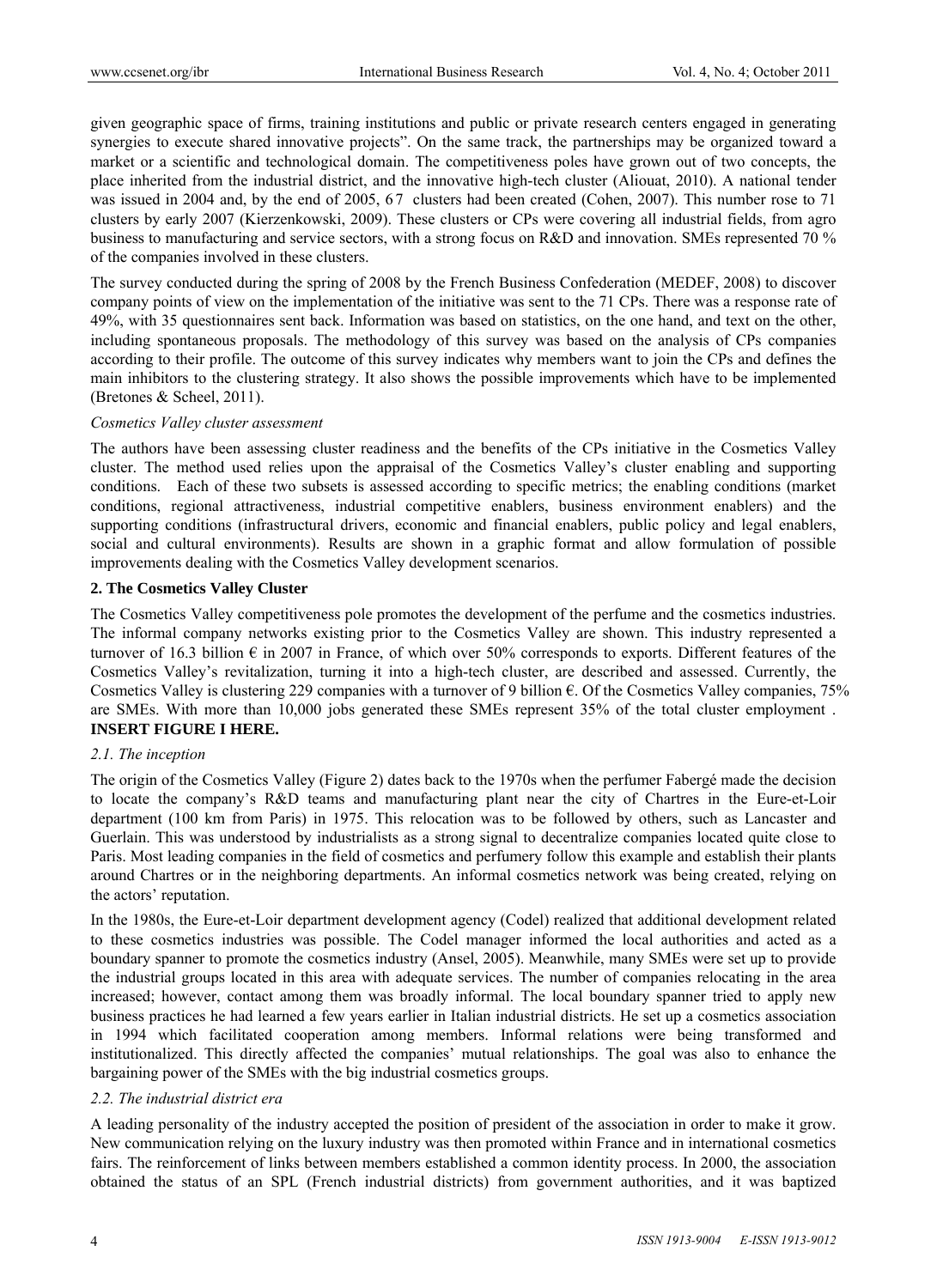given geographic space of firms, training institutions and public or private research centers engaged in generating synergies to execute shared innovative projects". On the same track, the partnerships may be organized toward a market or a scientific and technological domain. The competitiveness poles have grown out of two concepts, the place inherited from the industrial district, and the innovative high-tech cluster (Aliouat, 2010). A national tender was issued in 2004 and, by the end of 2005, 67 clusters had been created (Cohen, 2007). This number rose to 71 clusters by early 2007 (Kierzenkowski, 2009). These clusters or CPs were covering all industrial fields, from agro business to manufacturing and service sectors, with a strong focus on R&D and innovation. SMEs represented 70 % of the companies involved in these clusters.

The survey conducted during the spring of 2008 by the French Business Confederation (MEDEF, 2008) to discover company points of view on the implementation of the initiative was sent to the 71 CPs. There was a response rate of 49%, with 35 questionnaires sent back. Information was based on statistics, on the one hand, and text on the other, including spontaneous proposals. The methodology of this survey was based on the analysis of CPs companies according to their profile. The outcome of this survey indicates why members want to join the CPs and defines the main inhibitors to the clustering strategy. It also shows the possible improvements which have to be implemented (Bretones & Scheel, 2011).

*Cosmetics Valley cluster assessment*

The authors have been assessing cluster readiness and the benefits of the CPs initiative in the Cosmetics Valley cluster. The method used relies upon the appraisal of the Cosmetics Valley's cluster enabling and supporting conditions. Each of these two subsets is assessed according to specific metrics; the enabling conditions (market conditions, regional attractiveness, industrial competitive enablers, business environment enablers) and the supporting conditions (infrastructural drivers, economic and financial enablers, public policy and legal enablers, social and cultural environments). Results are shown in a graphic format and allow formulation of possible improvements dealing with the Cosmetics Valley development scenarios.

## 2. The Cosmetics Valley Cluster

The Cosmetics Valley competitiveness pole promotes the development of the perfume and the cosmetics industries. The informal company networks existing prior to the Cosmetics Valley are shown. This industry represented a turnover of 16.3 billion € in 2007 in France, of which over 50% corresponds to exports. Different features of the Cosmetics Valley's revitalization, turning it into a high-tech cluster, are described and assessed. Currently, the Cosmetics Valley is clustering 229 companies with a turnover of 9 billion €. Of the Cosmetics Valley companies, 75% are SMEs. With more than 10,000 jobs generated these SMEs represent 35% of the total cluster employment .

**INSERT FIGURE I HERE.**

### *2.1. The inception*

The origin of the Cosmetics Valley (Figure 2) dates back to the 1970s when the perfumer Fabergé made the decision to locate the company's R&D teams and manufacturing plant near the city of Chartres in the Eure-et-Loir department (100 km from Paris) in 1975. This relocation was to be followed by others, such as Lancaster and Guerlain. This was understood by industrialists as a strong signal to decentralize companies located quite close to Paris. Most leading companies in the field of cosmetics and perfumery follow this example and establish their plants around Chartres or in the neighboring departments. An informal cosmetics network was being created, relying on the actors' reputation.

In the 1980s, the Eure-et-Loir department development agency (Codel) realized that additional development related to these cosmetics industries was possible. The Codel manager informed the local authorities and acted as a boundary spanner to promote the cosmetics industry (Ansel, 2005). Meanwhile, many SMEs were set up to provide the industrial groups located in this area with adequate services. The number of companies relocating in the area increased; however, contact among them was broadly informal. The local boundary spanner tried to apply new business practices he had learned a few years earlier in Italian industrial districts. He set up a cosmetics association in 1994 which facilitated cooperation among members. Informal relations were being transformed and institutionalized. This directly affected the companies' mutual relationships. The goal was also to enhance the bargaining power of the SMEs with the big industrial cosmetics groups.

### *2.2. The industrial district era*

A leading personality of the industry accepted the position of president of the association in order to make it grow. New communication relying on the luxury industry was then promoted within France and in international cosmetics fairs. The reinforcement of links between members established a common identity process. In 2000, the association obtained the status of an SPL (French industrial districts) from government authorities, and it was baptized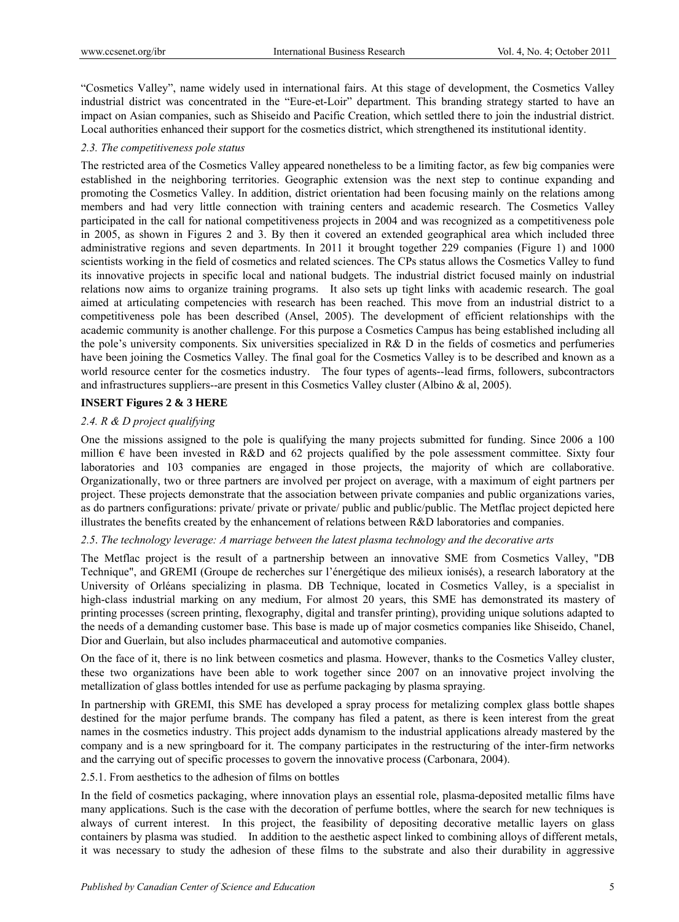"Cosmetics Valley", name widely used in international fairs. At this stage of development, the Cosmetics Valley industrial district was concentrated in the "Eure-et-Loir" department. This branding strategy started to have an impact on Asian companies, such as Shiseido and Pacific Creation, which settled there to join the industrial district. Local authorities enhanced their support for the cosmetics district, which strengthened its institutional identity.

### *2.3. The competitiveness pole status*

The restricted area of the Cosmetics Valley appeared nonetheless to be a limiting factor, as few big companies were established in the neighboring territories. Geographic extension was the next step to continue expanding and promoting the Cosmetics Valley. In addition, district orientation had been focusing mainly on the relations among members and had very little connection with training centers and academic research. The Cosmetics Valley participated in the call for national competitiveness projects in 2004 and was recognized as a competitiveness pole in 2005, as shown in Figures 2 and 3. By then it covered an extended geographical area which included three administrative regions and seven departments. In 2011 it brought together 229 companies (Figure 1) and 1000 scientists working in the field of cosmetics and related sciences. The CPs status allows the Cosmetics Valley to fund its innovative projects in specific local and national budgets. The industrial district focused mainly on industrial relations now aims to organize training programs. It also sets up tight links with academic research. The goal aimed at articulating competencies with research has been reached. This move from an industrial district to a competitiveness pole has been described (Ansel, 2005). The development of efficient relationships with the academic community is another challenge. For this purpose a Cosmetics Campus has being established including all the pole's university components. Six universities specialized in R& D in the fields of cosmetics and perfumeries have been joining the Cosmetics Valley. The final goal for the Cosmetics Valley is to be described and known as a world resource center for the cosmetics industry. The four types of agents--lead firms, followers, subcontractors and infrastructures suppliers--are present in this Cosmetics Valley cluster (Albino & al, 2005).

**INSERT Figures 2 & 3 HERE**

### *2.4. R & D project qualifying*

One the missions assigned to the pole is qualifying the many projects submitted for funding. Since 2006 a 100 million € have been invested in R&D and 62 projects qualified by the pole assessment committee. Sixty four laboratories and 103 companies are engaged in those projects, the majority of which are collaborative. Organizationally, two or three partners are involved per project on average, with a maximum of eight partners per project. These projects demonstrate that the association between private companies and public organizations varies, as do partners configurations: private/ private or private/ public and public/public. The Metflac project depicted here illustrates the benefits created by the enhancement of relations between R&D laboratories and companies.

### *2.5. The technology leverage: A marriage between the latest plasma technology and the decorative arts*

The Metflac project is the result of a partnership between an innovative SME from Cosmetics Valley, "DB Technique", and GREMI (Groupe de recherches sur l'énergétique des milieux ionisés), a research laboratory at the University of Orléans specializing in plasma. DB Technique, located in Cosmetics Valley, is a specialist in high-class industrial marking on any medium, For almost 20 years, this SME has demonstrated its mastery of printing processes (screen printing, flexography, digital and transfer printing), providing unique solutions adapted to the needs of a demanding customer base. This base is made up of major cosmetics companies like Shiseido, Chanel, Dior and Guerlain, but also includes pharmaceutical and automotive companies.

On the face of it, there is no link between cosmetics and plasma. However, thanks to the Cosmetics Valley cluster, these two organizations have been able to work together since 2007 on an innovative project involving the metallization of glass bottles intended for use as perfume packaging by plasma spraying.

In partnership with GREMI, this SME has developed a spray process for metalizing complex glass bottle shapes destined for the major perfume brands. The company has filed a patent, as there is keen interest from the great names in the cosmetics industry. This project adds dynamism to the industrial applications already mastered by the company and is a new springboard for it. The company participates in the restructuring of the inter-firm networks and the carrying out of specific processes to govern the innovative process (Carbonara, 2004).

#### 2.5.1. From aesthetics to the adhesion of films on bottles

In the field of cosmetics packaging, where innovation plays an essential role, plasma-deposited metallic films have many applications. Such is the case with the decoration of perfume bottles, where the search for new techniques is always of current interest. In this project, the feasibility of depositing decorative metallic layers on glass containers by plasma was studied. In addition to the aesthetic aspect linked to combining alloys of different metals, it was necessary to study the adhesion of these films to the substrate and also their durability in aggressive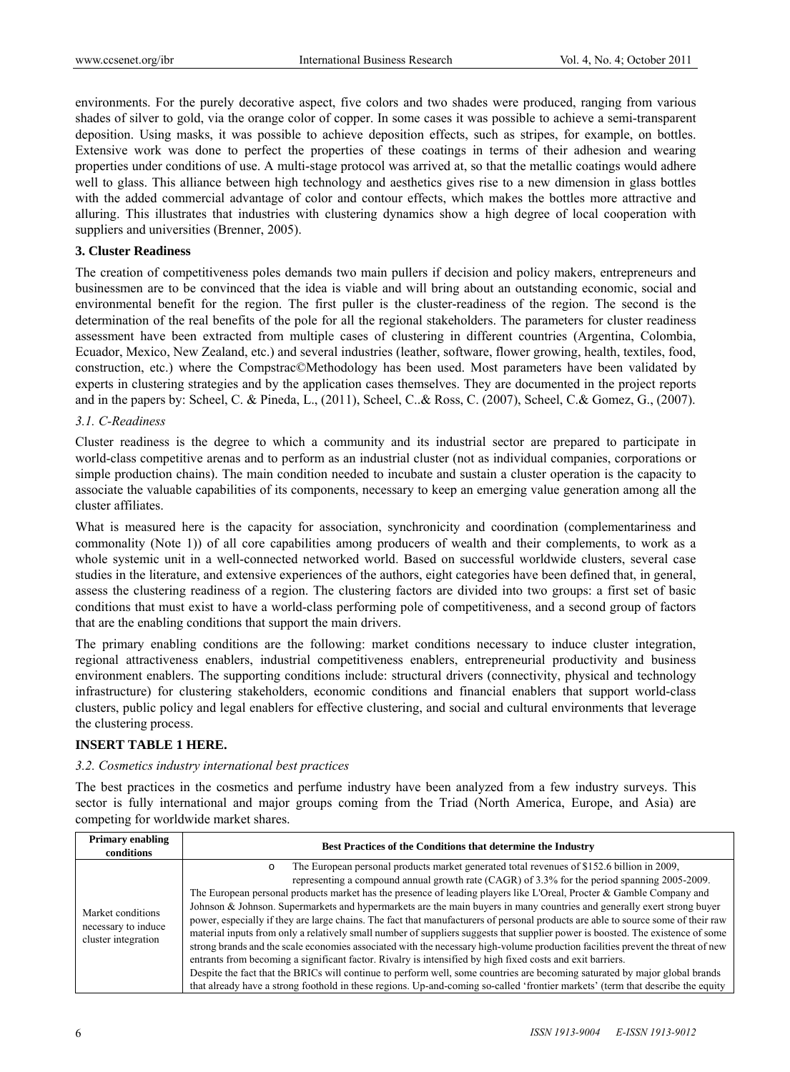environments. For the purely decorative aspect, five colors and two shades were produced, ranging from various shades of silver to gold, via the orange color of copper. In some cases it was possible to achieve a semi-transparent deposition. Using masks, it was possible to achieve deposition effects, such as stripes, for example, on bottles. Extensive work was done to perfect the properties of these coatings in terms of their adhesion and wearing properties under conditions of use. A multi-stage protocol was arrived at, so that the metallic coatings would adhere well to glass. This alliance between high technology and aesthetics gives rise to a new dimension in glass bottles with the added commercial advantage of color and contour effects, which makes the bottles more attractive and alluring. This illustrates that industries with clustering dynamics show a high degree of local cooperation with suppliers and universities (Brenner, 2005).

## 3. Cluster Readiness

The creation of competitiveness poles demands two main pullers if decision and policy makers, entrepreneurs and businessmen are to be convinced that the idea is viable and will bring about an outstanding economic, social and environmental benefit for the region. The first puller is the cluster-readiness of the region. The second is the determination of the real benefits of the pole for all the regional stakeholders. The parameters for cluster readiness assessment have been extracted from multiple cases of clustering in different countries (Argentina, Colombia, Ecuador, Mexico, New Zealand, etc.) and several industries (leather, software, flower growing, health, textiles, food, construction, etc.) where the Compstrac©Methodology has been used. Most parameters have been validated by experts in clustering strategies and by the application cases themselves. They are documented in the project reports and in the papers by: Scheel, C. & Pineda, L., (2011), Scheel, C..& Ross, C. (2007), Scheel, C.& Gomez, G., (2007).

### *3.1. C-Readiness*

Cluster readiness is the degree to which a community and its industrial sector are prepared to participate in world-class competitive arenas and to perform as an industrial cluster (not as individual companies, corporations or simple production chains). The main condition needed to incubate and sustain a cluster operation is the capacity to associate the valuable capabilities of its components, necessary to keep an emerging value generation among all the cluster affiliates.

What is measured here is the capacity for association, synchronicity and coordination (complementariness and commonality (Note 1)) of all core capabilities among producers of wealth and their complements, to work as a whole systemic unit in a well-connected networked world. Based on successful worldwide clusters, several case studies in the literature, and extensive experiences of the authors, eight categories have been defined that, in general, assess the clustering readiness of a region. The clustering factors are divided into two groups: a first set of basic conditions that must exist to have a world-class performing pole of competitiveness, and a second group of factors that are the enabling conditions that support the main drivers.

The primary enabling conditions are the following: market conditions necessary to induce cluster integration, regional attractiveness enablers, industrial competitiveness enablers, entrepreneurial productivity and business environment enablers. The supporting conditions include: structural drivers (connectivity, physical and technology infrastructure) for clustering stakeholders, economic conditions and financial enablers that support world-class clusters, public policy and legal enablers for effective clustering, and social and cultural environments that leverage the clustering process.

**INSERT TABLE 1 HERE.**

### *3.2. Cosmetics industry international best practices*

The best practices in the cosmetics and perfume industry have been analyzed from a few industry surveys. This sector is fully international and major groups coming from the Triad (North America, Europe, and Asia) are competing for worldwide market shares.

| Primary enabling conditions | Best Practices of the Conditions that determine the Industry |
|---|---|
| Market conditions necessary to induce cluster integration | o The European personal products market generated total revenues of \$152.6 billion in 2009, representing a compound annual growth rate (CAGR) of 3.3% for the period spanning 2005-2009.<br>The European personal products market has the presence of leading players like L'Oreal, Procter & Gamble Company and Johnson & Johnson. Supermarkets and hypermarkets are the main buyers in many countries and generally exert strong buyer power, especially if they are large chains. The fact that manufacturers of personal products are able to source some of their raw material inputs from only a relatively small number of suppliers suggests that supplier power is boosted. The existence of some strong brands and the scale economies associated with the necessary high-volume production facilities prevent the threat of new entrants from becoming a significant factor. Rivalry is intensified by high fixed costs and exit barriers.<br>Despite the fact that the BRICs will continue to perform well, some countries are becoming saturated by major global brands that already have a strong foothold in these regions. Up-and-coming so-called 'frontier markets' (term that describe the equity |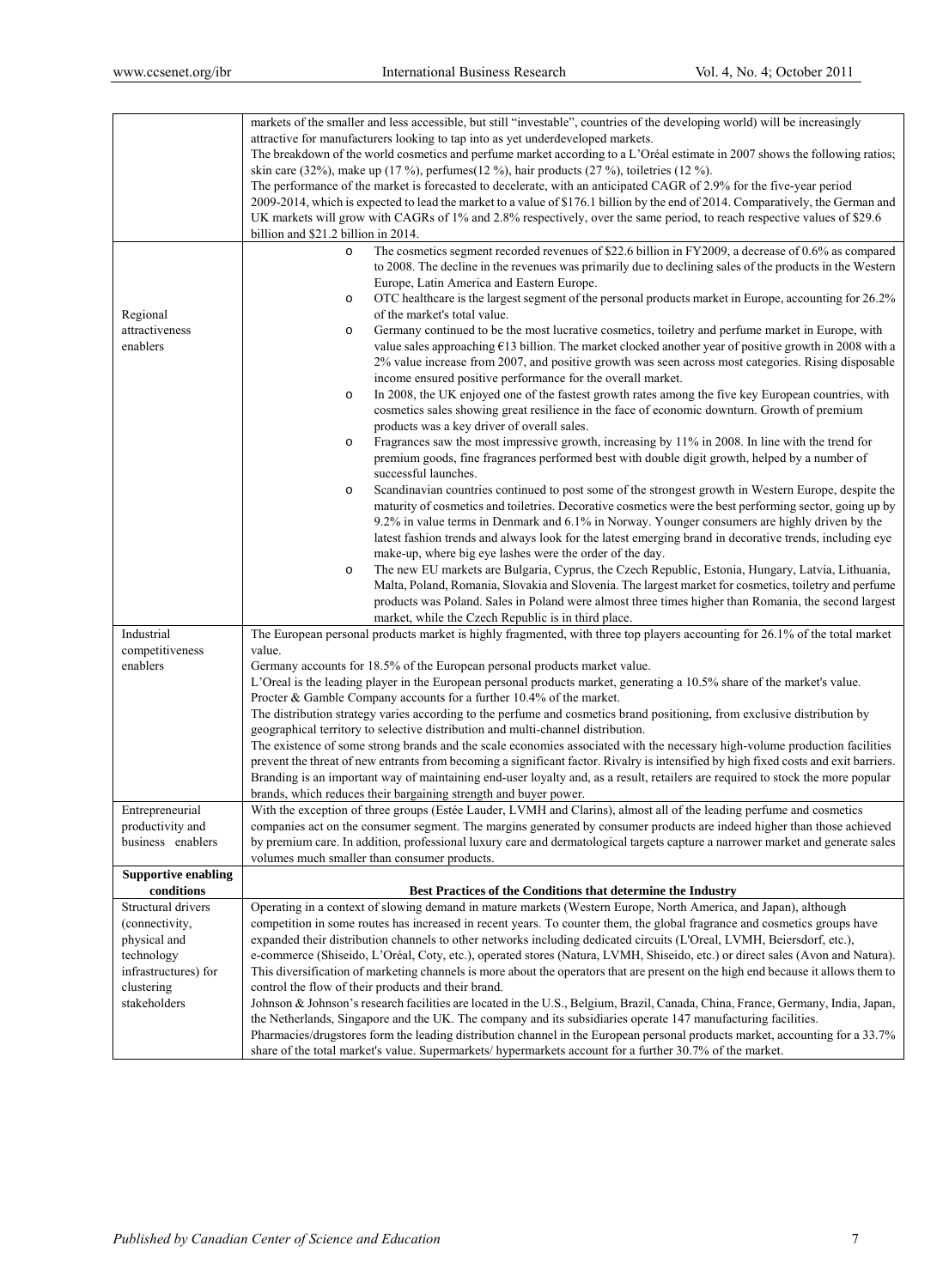| | |
|---|---|
| | markets of the smaller and less accessible, but still "investable", countries of the developing world) will be increasingly attractive for manufacturers looking to tap into as yet underdeveloped markets.<br>The breakdown of the world cosmetics and perfume market according to a L'Oréal estimate in 2007 shows the following ratios; skin care (32%), make up (17 %), perfumes(12 %), hair products (27 %), toiletries (12 %).<br>The performance of the market is forecasted to decelerate, with an anticipated CAGR of 2.9% for the five-year period 2009-2014, which is expected to lead the market to a value of $176.1 billion by the end of 2014. Comparatively, the German and UK markets will grow with CAGRs of 1% and 2.8% respectively, over the same period, to reach respective values of $29.6 billion and $21.2 billion in 2014. |
| Regional attractiveness enablers | o The cosmetics segment recorded revenues of $22.6 billion in FY2009, a decrease of 0.6% as compared to 2008. The decline in the revenues was primarily due to declining sales of the products in the Western Europe, Latin America and Eastern Europe.<br>o OTC healthcare is the largest segment of the personal products market in Europe, accounting for 26.2% of the market's total value.<br>o Germany continued to be the most lucrative cosmetics, toiletry and perfume market in Europe, with value sales approaching €13 billion. The market clocked another year of positive growth in 2008 with a 2% value increase from 2007, and positive growth was seen across most categories. Rising disposable income ensured positive performance for the overall market.<br>o In 2008, the UK enjoyed one of the fastest growth rates among the five key European countries, with cosmetics sales showing great resilience in the face of economic downturn. Growth of premium products was a key driver of overall sales.<br>o Fragrances saw the most impressive growth, increasing by 11% in 2008. In line with the trend for premium goods, fine fragrances performed best with double digit growth, helped by a number of successful launches.<br>o Scandinavian countries continued to post some of the strongest growth in Western Europe, despite the maturity of cosmetics and toiletries. Decorative cosmetics were the best performing sector, going up by 9.2% in value terms in Denmark and 6.1% in Norway. Younger consumers are highly driven by the latest fashion trends and always look for the latest emerging brand in decorative trends, including eye make-up, where big eye lashes were the order of the day.<br>o The new EU markets are Bulgaria, Cyprus, the Czech Republic, Estonia, Hungary, Latvia, Lithuania, Malta, Poland, Romania, Slovakia and Slovenia. The largest market for cosmetics, toiletry and perfume products was Poland. Sales in Poland were almost three times higher than Romania, the second largest market, while the Czech Republic is in third place. |
| Industrial competitiveness enablers | The European personal products market is highly fragmented, with three top players accounting for 26.1% of the total market value.<br>Germany accounts for 18.5% of the European personal products market value.<br>L'Oreal is the leading player in the European personal products market, generating a 10.5% share of the market's value. Procter & Gamble Company accounts for a further 10.4% of the market.<br>The distribution strategy varies according to the perfume and cosmetics brand positioning, from exclusive distribution by geographical territory to selective distribution and multi-channel distribution.<br>The existence of some strong brands and the scale economies associated with the necessary high-volume production facilities prevent the threat of new entrants from becoming a significant factor. Rivalry is intensified by high fixed costs and exit barriers. Branding is an important way of maintaining end-user loyalty and, as a result, retailers are required to stock the more popular brands, which reduces their bargaining strength and buyer power. |
| Entrepreneurial productivity and business enablers | With the exception of three groups (Estée Lauder, LVMH and Clarins), almost all of the leading perfume and cosmetics companies act on the consumer segment. The margins generated by consumer products are indeed higher than those achieved by premium care. In addition, professional luxury care and dermatological targets capture a narrower market and generate sales volumes much smaller than consumer products. |
| **Supportive enabling conditions** | **Best Practices of the Conditions that determine the Industry** |
| Structural drivers (connectivity, physical and technology infrastructures) for clustering stakeholders | Operating in a context of slowing demand in mature markets (Western Europe, North America, and Japan), although competition in some routes has increased in recent years. To counter them, the global fragrance and cosmetics groups have expanded their distribution channels to other networks including dedicated circuits (L'Oreal, LVMH, Beiersdorf, etc.), e-commerce (Shiseido, L'Oréal, Coty, etc.), operated stores (Natura, LVMH, Shiseido, etc.) or direct sales (Avon and Natura). This diversification of marketing channels is more about the operators that are present on the high end because it allows them to control the flow of their products and their brand.<br>Johnson & Johnson's research facilities are located in the U.S., Belgium, Brazil, Canada, China, France, Germany, India, Japan, the Netherlands, Singapore and the UK. The company and its subsidiaries operate 147 manufacturing facilities.<br>Pharmacies/drugstores form the leading distribution channel in the European personal products market, accounting for a 33.7% share of the total market's value. Supermarkets/ hypermarkets account for a further 30.7% of the market. |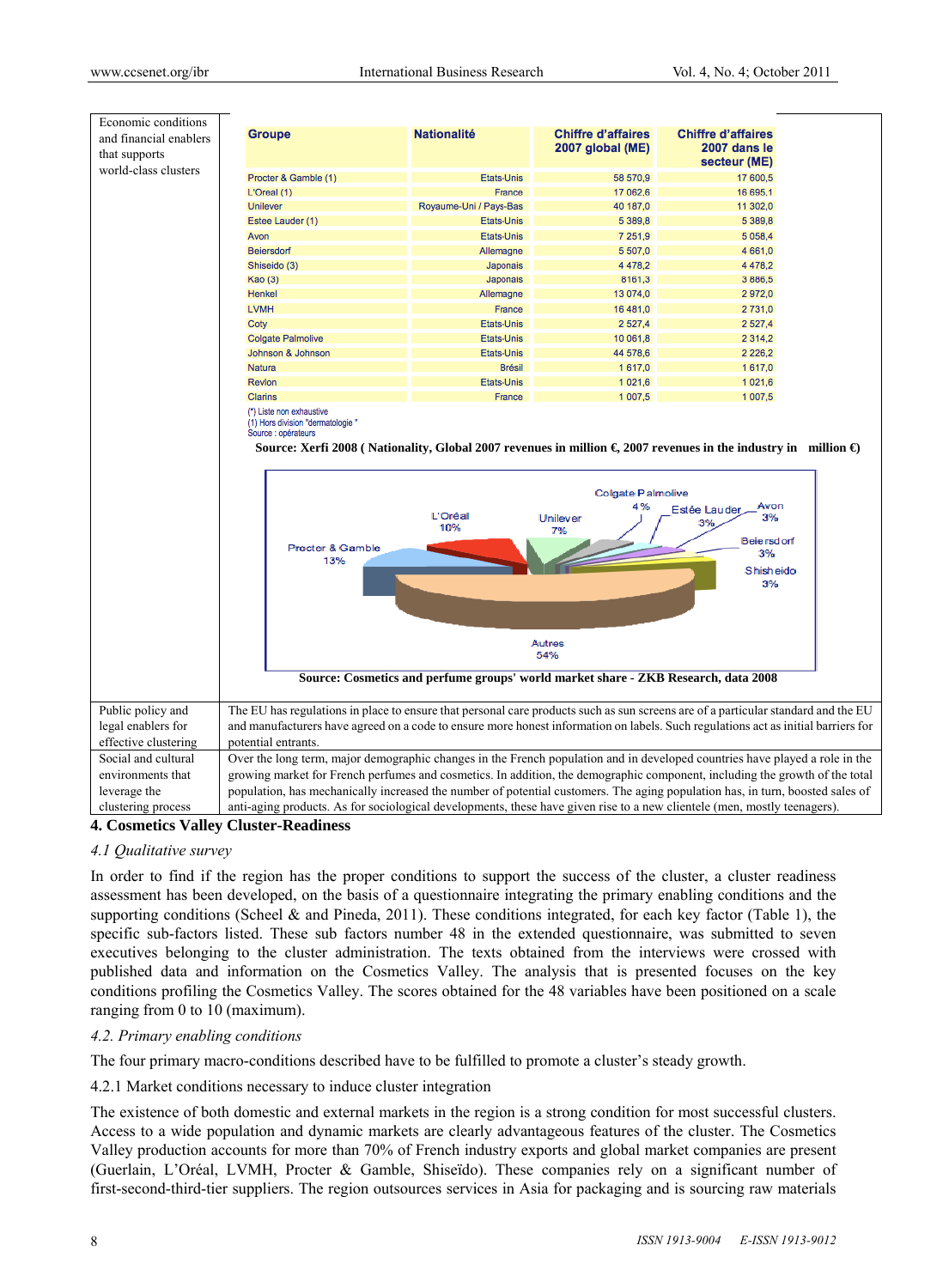| | |
|---|---|
| Economic conditions and financial enablers that supports world-class clusters | (see tables below) |

| Groupe | Nationalité | Chiffre d'affaires 2007 global (ME) | Chiffre d'affaires 2007 dans le secteur (ME) |
|---|---|---|---|
| Procter & Gamble (1) | Etats-Unis | 58 570,9 | 17 600,5 |
| L'Oreal (1) | France | 17 062,6 | 16 695,1 |
| Unilever | Royaume-Uni / Pays-Bas | 40 187,0 | 11 302,0 |
| Estee Lauder (1) | Etats-Unis | 5 389,8 | 5 389,8 |
| Avon | Etats-Unis | 7 251,9 | 5 058,4 |
| Beiersdorf | Allemagne | 5 507,0 | 4 661,0 |
| Shiseido (3) | Japonais | 4 478,2 | 4 478,2 |
| Kao (3) | Japonais | 8161,3 | 3 886,5 |
| Henkel | Allemagne | 13 074,0 | 2 972,0 |
| LVMH | France | 16 481,0 | 2 731,0 |
| Coty | Etats-Unis | 2 527,4 | 2 527,4 |
| Colgate Palmolive | Etats-Unis | 10 061,8 | 2 314,2 |
| Johnson & Johnson | Etats-Unis | 44 578,6 | 2 226,2 |
| Natura | Brésil | 1 617,0 | 1 617,0 |
| Revlon | Etats-Unis | 1 021,6 | 1 021,6 |
| Clarins | France | 1 007,5 | 1 007,5 |

(*) Liste non exhaustive
(1) Hors division "dermatologie "
Source : opérateurs

**Source: Xerfi 2008 ( Nationality, Global 2007 revenues in million €, 2007 revenues in the industry in million €)**

| Group | Share |
|---|---|
| Procter & Gamble | 13% |
| L'Oréal | 10% |
| Unilever | 7% |
| Colgate Palmolive | 4% |
| Estée Lauder | 3% |
| Avon | 3% |
| Beiersdorf | 3% |
| Shisheido | 3% |
| Autres | 54% |

**Source: Cosmetics and perfume groups' world market share - ZKB Research, data 2008**

| | |
|---|---|
| Public policy and legal enablers for effective clustering | The EU has regulations in place to ensure that personal care products such as sun screens are of a particular standard and the EU and manufacturers have agreed on a code to ensure more honest information on labels. Such regulations act as initial barriers for potential entrants. |
| Social and cultural environments that leverage the clustering process | Over the long term, major demographic changes in the French population and in developed countries have played a role in the growing market for French perfumes and cosmetics. In addition, the demographic component, including the growth of the total population, has mechanically increased the number of potential customers. The aging population has, in turn, boosted sales of anti-aging products. As for sociological developments, these have given rise to a new clientele (men, mostly teenagers). |

## 4. Cosmetics Valley Cluster-Readiness

### *4.1 Qualitative survey*

In order to find if the region has the proper conditions to support the success of the cluster, a cluster readiness assessment has been developed, on the basis of a questionnaire integrating the primary enabling conditions and the supporting conditions (Scheel & and Pineda, 2011). These conditions integrated, for each key factor (Table 1), the specific sub-factors listed. These sub factors number 48 in the extended questionnaire, was submitted to seven executives belonging to the cluster administration. The texts obtained from the interviews were crossed with published data and information on the Cosmetics Valley. The analysis that is presented focuses on the key conditions profiling the Cosmetics Valley. The scores obtained for the 48 variables have been positioned on a scale ranging from 0 to 10 (maximum).

### *4.2. Primary enabling conditions*

The four primary macro-conditions described have to be fulfilled to promote a cluster's steady growth.

#### 4.2.1 Market conditions necessary to induce cluster integration

The existence of both domestic and external markets in the region is a strong condition for most successful clusters. Access to a wide population and dynamic markets are clearly advantageous features of the cluster. The Cosmetics Valley production accounts for more than 70% of French industry exports and global market companies are present (Guerlain, L'Oréal, LVMH, Procter & Gamble, Shiseïdo). These companies rely on a significant number of first-second-third-tier suppliers. The region outsources services in Asia for packaging and is sourcing raw materials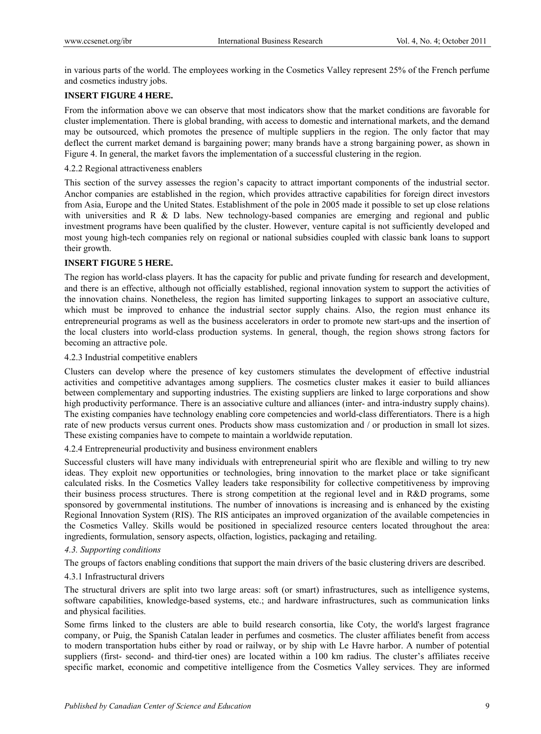in various parts of the world. The employees working in the Cosmetics Valley represent 25% of the French perfume and cosmetics industry jobs.

**INSERT FIGURE 4 HERE.**

From the information above we can observe that most indicators show that the market conditions are favorable for cluster implementation. There is global branding, with access to domestic and international markets, and the demand may be outsourced, which promotes the presence of multiple suppliers in the region. The only factor that may deflect the current market demand is bargaining power; many brands have a strong bargaining power, as shown in Figure 4. In general, the market favors the implementation of a successful clustering in the region.

#### 4.2.2 Regional attractiveness enablers

This section of the survey assesses the region's capacity to attract important components of the industrial sector. Anchor companies are established in the region, which provides attractive capabilities for foreign direct investors from Asia, Europe and the United States. Establishment of the pole in 2005 made it possible to set up close relations with universities and R & D labs. New technology-based companies are emerging and regional and public investment programs have been qualified by the cluster. However, venture capital is not sufficiently developed and most young high-tech companies rely on regional or national subsidies coupled with classic bank loans to support their growth.

**INSERT FIGURE 5 HERE.**

The region has world-class players. It has the capacity for public and private funding for research and development, and there is an effective, although not officially established, regional innovation system to support the activities of the innovation chains. Nonetheless, the region has limited supporting linkages to support an associative culture, which must be improved to enhance the industrial sector supply chains. Also, the region must enhance its entrepreneurial programs as well as the business accelerators in order to promote new start-ups and the insertion of the local clusters into world-class production systems. In general, though, the region shows strong factors for becoming an attractive pole.

#### 4.2.3 Industrial competitive enablers

Clusters can develop where the presence of key customers stimulates the development of effective industrial activities and competitive advantages among suppliers. The cosmetics cluster makes it easier to build alliances between complementary and supporting industries. The existing suppliers are linked to large corporations and show high productivity performance. There is an associative culture and alliances (inter- and intra-industry supply chains). The existing companies have technology enabling core competencies and world-class differentiators. There is a high rate of new products versus current ones. Products show mass customization and / or production in small lot sizes. These existing companies have to compete to maintain a worldwide reputation.

#### 4.2.4 Entrepreneurial productivity and business environment enablers

Successful clusters will have many individuals with entrepreneurial spirit who are flexible and willing to try new ideas. They exploit new opportunities or technologies, bring innovation to the market place or take significant calculated risks. In the Cosmetics Valley leaders take responsibility for collective competitiveness by improving their business process structures. There is strong competition at the regional level and in R&D programs, some sponsored by governmental institutions. The number of innovations is increasing and is enhanced by the existing Regional Innovation System (RIS). The RIS anticipates an improved organization of the available competencies in the Cosmetics Valley. Skills would be positioned in specialized resource centers located throughout the area: ingredients, formulation, sensory aspects, olfaction, logistics, packaging and retailing.

### *4.3. Supporting conditions*

The groups of factors enabling conditions that support the main drivers of the basic clustering drivers are described.

#### 4.3.1 Infrastructural drivers

The structural drivers are split into two large areas: soft (or smart) infrastructures, such as intelligence systems, software capabilities, knowledge-based systems, etc.; and hardware infrastructures, such as communication links and physical facilities.

Some firms linked to the clusters are able to build research consortia, like Coty, the world's largest fragrance company, or Puig, the Spanish Catalan leader in perfumes and cosmetics. The cluster affiliates benefit from access to modern transportation hubs either by road or railway, or by ship with Le Havre harbor. A number of potential suppliers (first- second- and third-tier ones) are located within a 100 km radius. The cluster's affiliates receive specific market, economic and competitive intelligence from the Cosmetics Valley services. They are informed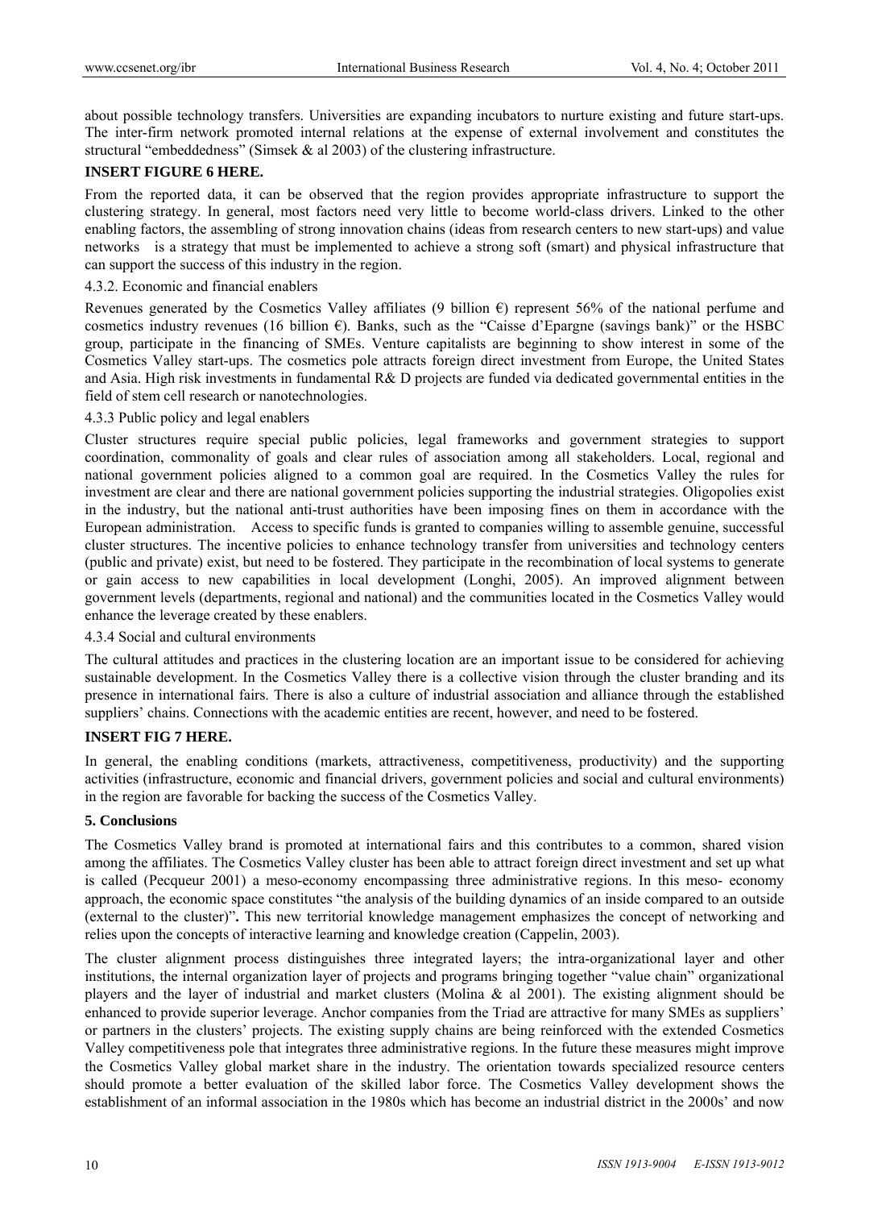about possible technology transfers. Universities are expanding incubators to nurture existing and future start-ups. The inter-firm network promoted internal relations at the expense of external involvement and constitutes the structural "embeddedness" (Simsek & al 2003) of the clustering infrastructure.

**INSERT FIGURE 6 HERE.**

From the reported data, it can be observed that the region provides appropriate infrastructure to support the clustering strategy. In general, most factors need very little to become world-class drivers. Linked to the other enabling factors, the assembling of strong innovation chains (ideas from research centers to new start-ups) and value networks is a strategy that must be implemented to achieve a strong soft (smart) and physical infrastructure that can support the success of this industry in the region.

4.3.2. Economic and financial enablers

Revenues generated by the Cosmetics Valley affiliates (9 billion €) represent 56% of the national perfume and cosmetics industry revenues (16 billion €). Banks, such as the "Caisse d'Epargne (savings bank)" or the HSBC group, participate in the financing of SMEs. Venture capitalists are beginning to show interest in some of the Cosmetics Valley start-ups. The cosmetics pole attracts foreign direct investment from Europe, the United States and Asia. High risk investments in fundamental R& D projects are funded via dedicated governmental entities in the field of stem cell research or nanotechnologies.

4.3.3 Public policy and legal enablers

Cluster structures require special public policies, legal frameworks and government strategies to support coordination, commonality of goals and clear rules of association among all stakeholders. Local, regional and national government policies aligned to a common goal are required. In the Cosmetics Valley the rules for investment are clear and there are national government policies supporting the industrial strategies. Oligopolies exist in the industry, but the national anti-trust authorities have been imposing fines on them in accordance with the European administration. Access to specific funds is granted to companies willing to assemble genuine, successful cluster structures. The incentive policies to enhance technology transfer from universities and technology centers (public and private) exist, but need to be fostered. They participate in the recombination of local systems to generate or gain access to new capabilities in local development (Longhi, 2005). An improved alignment between government levels (departments, regional and national) and the communities located in the Cosmetics Valley would enhance the leverage created by these enablers.

4.3.4 Social and cultural environments

The cultural attitudes and practices in the clustering location are an important issue to be considered for achieving sustainable development. In the Cosmetics Valley there is a collective vision through the cluster branding and its presence in international fairs. There is also a culture of industrial association and alliance through the established suppliers' chains. Connections with the academic entities are recent, however, and need to be fostered.

**INSERT FIG 7 HERE.**

In general, the enabling conditions (markets, attractiveness, competitiveness, productivity) and the supporting activities (infrastructure, economic and financial drivers, government policies and social and cultural environments) in the region are favorable for backing the success of the Cosmetics Valley.

## 5. Conclusions

The Cosmetics Valley brand is promoted at international fairs and this contributes to a common, shared vision among the affiliates. The Cosmetics Valley cluster has been able to attract foreign direct investment and set up what is called (Pecqueur 2001) a meso-economy encompassing three administrative regions. In this meso- economy approach, the economic space constitutes "the analysis of the building dynamics of an inside compared to an outside (external to the cluster)"**.** This new territorial knowledge management emphasizes the concept of networking and relies upon the concepts of interactive learning and knowledge creation (Cappelin, 2003).

The cluster alignment process distinguishes three integrated layers; the intra-organizational layer and other institutions, the internal organization layer of projects and programs bringing together "value chain" organizational players and the layer of industrial and market clusters (Molina & al 2001). The existing alignment should be enhanced to provide superior leverage. Anchor companies from the Triad are attractive for many SMEs as suppliers' or partners in the clusters' projects. The existing supply chains are being reinforced with the extended Cosmetics Valley competitiveness pole that integrates three administrative regions. In the future these measures might improve the Cosmetics Valley global market share in the industry. The orientation towards specialized resource centers should promote a better evaluation of the skilled labor force. The Cosmetics Valley development shows the establishment of an informal association in the 1980s which has become an industrial district in the 2000s' and now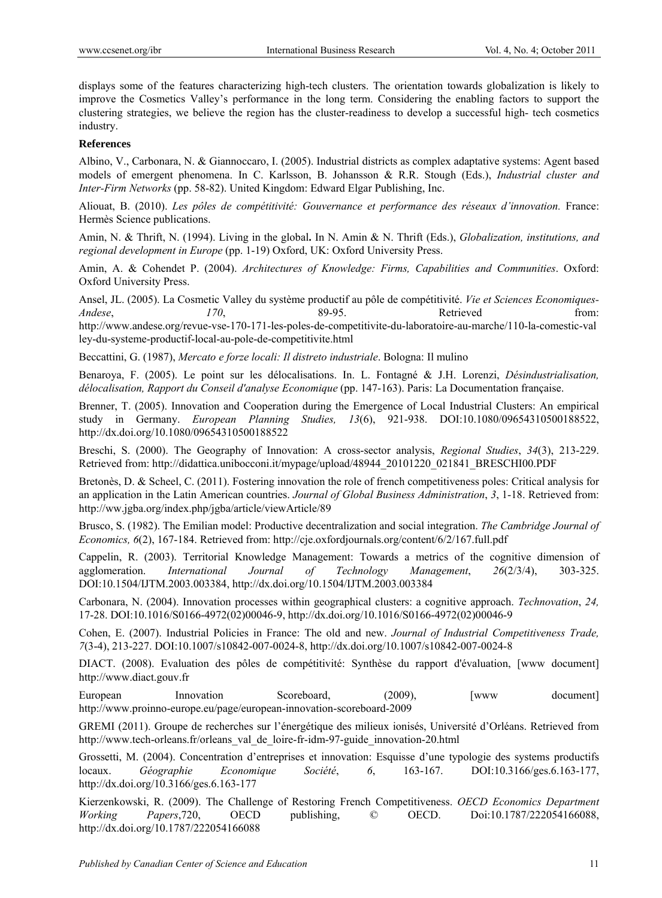displays some of the features characterizing high-tech clusters. The orientation towards globalization is likely to improve the Cosmetics Valley's performance in the long term. Considering the enabling factors to support the clustering strategies, we believe the region has the cluster-readiness to develop a successful high- tech cosmetics industry.

**References**

Albino, V., Carbonara, N. & Giannoccaro, I. (2005). Industrial districts as complex adaptative systems: Agent based models of emergent phenomena. In C. Karlsson, B. Johansson & R.R. Stough (Eds.), *Industrial cluster and Inter-Firm Networks* (pp. 58-82). United Kingdom: Edward Elgar Publishing, Inc.

Aliouat, B. (2010). *Les pôles de compétitivité: Gouvernance et performance des réseaux d'innovation.* France: Hermès Science publications.

Amin, N. & Thrift, N. (1994). Living in the global**.** In N. Amin & N. Thrift (Eds.), *Globalization, institutions, and regional development in Europe* (pp. 1-19) Oxford, UK: Oxford University Press.

Amin, A. & Cohendet P. (2004). *Architectures of Knowledge: Firms, Capabilities and Communities*. Oxford: Oxford University Press.

Ansel, JL. (2005). La Cosmetic Valley du système productif au pôle de compétitivité. *Vie et Sciences Economiques-Andese*, *170*, 89-95. Retrieved from: http://www.andese.org/revue-vse-170-171-les-poles-de-competitivite-du-laboratoire-au-marche/110-la-comestic-valley-du-systeme-productif-local-au-pole-de-competitivite.html

Beccattini, G. (1987), *Mercato e forze locali: Il distreto industriale*. Bologna: Il mulino

Benaroya, F. (2005). Le point sur les délocalisations. In. L. Fontagné & J.H. Lorenzi, *Désindustrialisation, délocalisation, Rapport du Conseil d'analyse Economique* (pp. 147-163). Paris: La Documentation française.

Brenner, T. (2005). Innovation and Cooperation during the Emergence of Local Industrial Clusters: An empirical study in Germany. *European Planning Studies, 13*(6), 921-938. DOI:10.1080/09654310500188522, http://dx.doi.org/10.1080/09654310500188522

Breschi, S. (2000). The Geography of Innovation: A cross-sector analysis, *Regional Studies*, *34*(3), 213-229. Retrieved from: http://didattica.unibocconi.it/mypage/upload/48944_20101220_021841_BRESCHI00.PDF

Bretonès, D. & Scheel, C. (2011). Fostering innovation the role of french competitiveness poles: Critical analysis for an application in the Latin American countries. *Journal of Global Business Administration*, *3*, 1-18. Retrieved from: http://ww.jgba.org/index.php/jgba/article/viewArticle/89

Brusco, S. (1982). The Emilian model: Productive decentralization and social integration. *The Cambridge Journal of Economics, 6*(2), 167-184. Retrieved from: http://cje.oxfordjournals.org/content/6/2/167.full.pdf

Cappelin, R. (2003). Territorial Knowledge Management: Towards a metrics of the cognitive dimension of agglomeration. *International Journal of Technology Management*, *26*(2/3/4), 303-325. DOI:10.1504/IJTM.2003.003384, http://dx.doi.org/10.1504/IJTM.2003.003384

Carbonara, N. (2004). Innovation processes within geographical clusters: a cognitive approach. *Technovation*, *24,* 17-28. DOI:10.1016/S0166-4972(02)00046-9, http://dx.doi.org/10.1016/S0166-4972(02)00046-9

Cohen, E. (2007). Industrial Policies in France: The old and new. *Journal of Industrial Competitiveness Trade, 7*(3-4), 213-227. DOI:10.1007/s10842-007-0024-8, http://dx.doi.org/10.1007/s10842-007-0024-8

DIACT. (2008). Evaluation des pôles de compétitivité: Synthèse du rapport d'évaluation, [www document] http://www.diact.gouv.fr

European Innovation Scoreboard, (2009), [www document] http://www.proinno-europe.eu/page/european-innovation-scoreboard-2009

GREMI (2011). Groupe de recherches sur l'énergétique des milieux ionisés, Université d'Orléans. Retrieved from http://www.tech-orleans.fr/orleans_val_de_loire-fr-idm-97-guide_innovation-20.html

Grossetti, M. (2004). Concentration d'entreprises et innovation: Esquisse d'une typologie des systems productifs locaux. *Géographie Economique Société*, *6*, 163-167. DOI:10.3166/ges.6.163-177, http://dx.doi.org/10.3166/ges.6.163-177

Kierzenkowski, R. (2009). The Challenge of Restoring French Competitiveness. *OECD Economics Department Working Papers*,720, OECD publishing, © OECD. Doi:10.1787/222054166088, http://dx.doi.org/10.1787/222054166088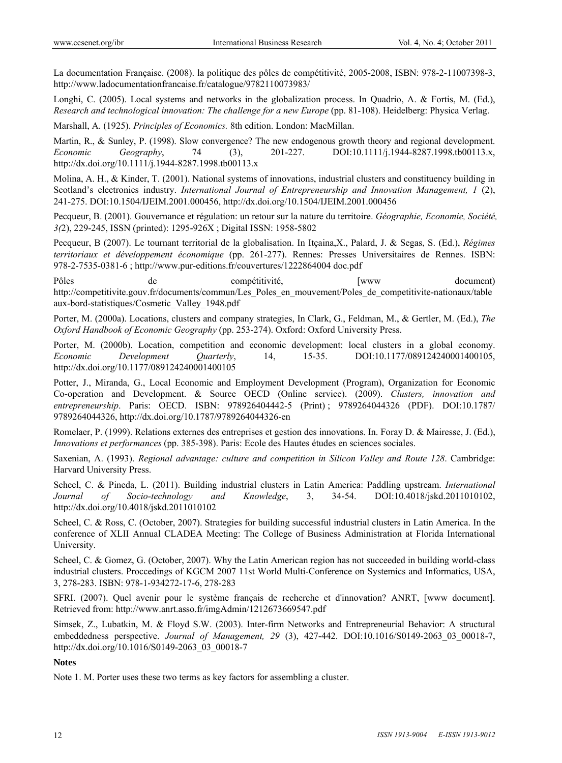La documentation Française. (2008). la politique des pôles de compétitivité, 2005-2008, ISBN: 978-2-11007398-3, http://www.ladocumentationfrancaise.fr/catalogue/9782110073983/

Longhi, C. (2005). Local systems and networks in the globalization process. In Quadrio, A. & Fortis, M. (Ed.), *Research and technological innovation: The challenge for a new Europe* (pp. 81-108). Heidelberg: Physica Verlag.

Marshall, A. (1925). *Principles of Economics.* 8th edition. London: MacMillan.

Martin, R., & Sunley, P. (1998). Slow convergence? The new endogenous growth theory and regional development. *Economic Geography*, 74 (3), 201-227. DOI:10.1111/j.1944-8287.1998.tb00113.x, http://dx.doi.org/10.1111/j.1944-8287.1998.tb00113.x

Molina, A. H., & Kinder, T. (2001). National systems of innovations, industrial clusters and constituency building in Scotland's electronics industry. *International Journal of Entrepreneurship and Innovation Management, 1* (2), 241-275. DOI:10.1504/IJEIM.2001.000456, http://dx.doi.org/10.1504/IJEIM.2001.000456

Pecqueur, B. (2001). Gouvernance et régulation: un retour sur la nature du territoire. *Géographie, Economie, Société, 3(*2), 229-245, ISSN (printed): 1295-926X ; Digital ISSN: 1958-5802

Pecqueur, B (2007). Le tournant territorial de la globalisation. In Itçaina,X., Palard, J. & Segas, S. (Ed.), *Régimes territoriaux et développement économique* (pp. 261-277). Rennes: Presses Universitaires de Rennes. ISBN: 978-2-7535-0381-6 ; http://www.pur-editions.fr/couvertures/1222864004 doc.pdf

Pôles de compétitivité, [www document) http://competitivite.gouv.fr/documents/commun/Les_Poles_en_mouvement/Poles_de_competitivite-nationaux/tableaux-bord-statistiques/Cosmetic_Valley_1948.pdf

Porter, M. (2000a). Locations, clusters and company strategies, In Clark, G., Feldman, M., & Gertler, M. (Ed.), *The Oxford Handbook of Economic Geography* (pp. 253-274). Oxford: Oxford University Press.

Porter, M. (2000b). Location, competition and economic development: local clusters in a global economy. *Economic Development Quarterly*, 14, 15-35. DOI:10.1177/089124240001400105, http://dx.doi.org/10.1177/089124240001400105

Potter, J., Miranda, G., Local Economic and Employment Development (Program), Organization for Economic Co-operation and Development. & Source OECD (Online service). (2009). *Clusters, innovation and entrepreneurship*. Paris: OECD. ISBN: 978926404442-5 (Print) ; 9789264044326 (PDF). DOI:10.1787/ 9789264044326, http://dx.doi.org/10.1787/9789264044326-en

Romelaer, P. (1999). Relations externes des entreprises et gestion des innovations. In. Foray D. & Mairesse, J. (Ed.), *Innovations et performances* (pp. 385-398). Paris: Ecole des Hautes études en sciences sociales.

Saxenian, A. (1993). *Regional advantage: culture and competition in Silicon Valley and Route 128*. Cambridge: Harvard University Press.

Scheel, C. & Pineda, L. (2011). Building industrial clusters in Latin America: Paddling upstream. *International Journal of Socio-technology and Knowledge*, 3, 34-54. DOI:10.4018/jskd.2011010102, http://dx.doi.org/10.4018/jskd.2011010102

Scheel, C. & Ross, C. (October, 2007). Strategies for building successful industrial clusters in Latin America. In the conference of XLII Annual CLADEA Meeting: The College of Business Administration at Florida International University.

Scheel, C. & Gomez, G. (October, 2007). Why the Latin American region has not succeeded in building world-class industrial clusters. Proccedings of KGCM 2007 11st World Multi-Conference on Systemics and Informatics, USA, 3, 278-283. ISBN: 978-1-934272-17-6, 278-283

SFRI. (2007). Quel avenir pour le système français de recherche et d'innovation? ANRT, [www document]. Retrieved from: http://www.anrt.asso.fr/imgAdmin/1212673669547.pdf

Simsek, Z., Lubatkin, M. & Floyd S.W. (2003). Inter-firm Networks and Entrepreneurial Behavior: A structural embeddedness perspective. *Journal of Management, 29* (3), 427-442. DOI:10.1016/S0149-2063_03_00018-7, http://dx.doi.org/10.1016/S0149-2063_03_00018-7

**Notes**

Note 1. M. Porter uses these two terms as key factors for assembling a cluster.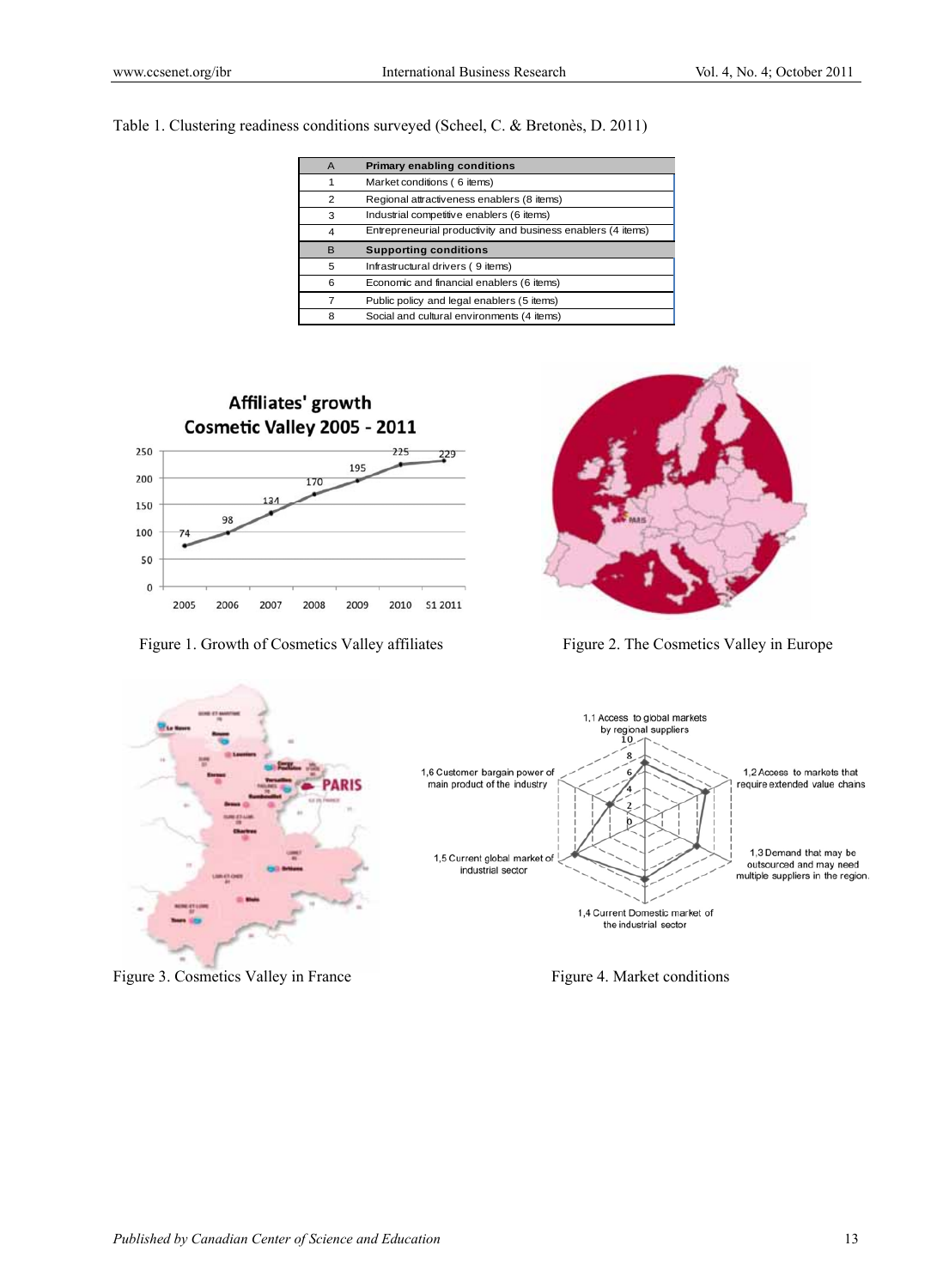Table 1. Clustering readiness conditions surveyed (Scheel, C. & Bretonès, D. 2011)

| A | Primary enabling conditions |
|---|---|
| 1 | Market conditions ( 6 items) |
| 2 | Regional attractiveness enablers (8 items) |
| 3 | Industrial competitive enablers (6 items) |
| 4 | Entrepreneurial productivity and business enablers (4 items) |
| **B** | **Supporting conditions** |
| 5 | Infrastructural drivers ( 9 items) |
| 6 | Economic and financial enablers (6 items) |
| 7 | Public policy and legal enablers (5 items) |
| 8 | Social and cultural environments (4 items) |

Figure 1. Growth of Cosmetics Valley affiliates

Figure 2. The Cosmetics Valley in Europe

Figure 3. Cosmetics Valley in France

Figure 4. Market conditions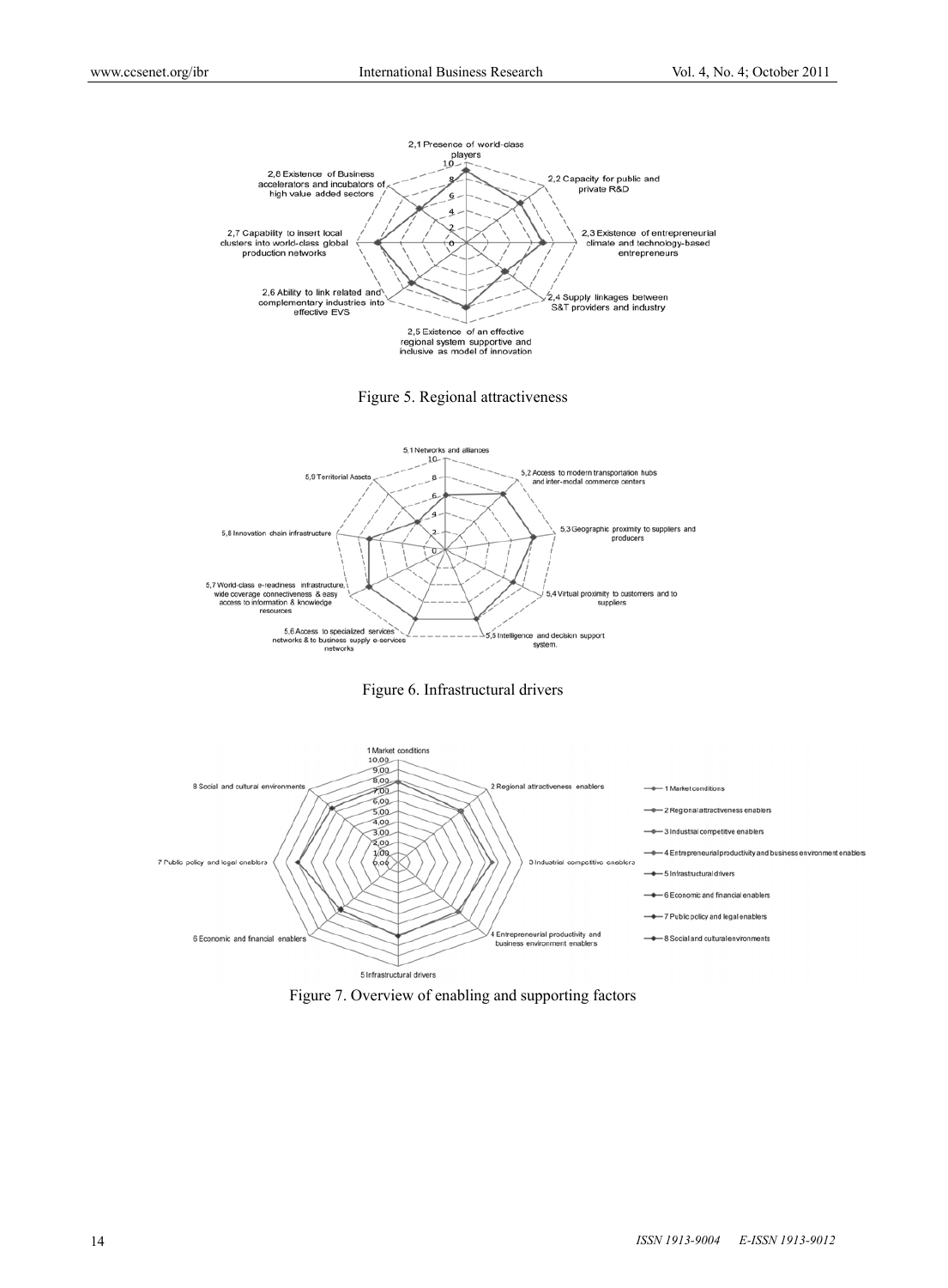2,1 Presence of world-class players
10
8
6
4
2
0
2,2 Capacity for public and private R&D
2,3 Existence of entrepreneurial climate and technology-based entrepreneurs
2,4 Supply linkages between S&T providers and industry
2,5 Existence of an effective regional system supportive and inclusive as model of innovation
2,6 Ability to link related and complementary industries into effective EVS
2,7 Capability to insert local clusters into world-class global production networks
2,8 Existence of Business accelerators and incubators of high value added sectors

Figure 5. Regional attractiveness

5,1 Networks and alliances
10
8
6
4
2
0
5,2 Access to modern transportation hubs and inter-modal commerce centers
5,3 Geographic proximity to suppliers and producers
5,4 Virtual proximity to customers and to suppliers
5,5 Intelligence and decision support system.
5,6 Access to specialized services networks & to business supply e-services networks
5,7 World-class e-readiness infrastructure, wide coverage connectiveness & easy access to information & knowledge resources
5,8 Innovation chain infrastructure
5,9 Territorial Assets

Figure 6. Infrastructural drivers

1 Market conditions
10,00
9,00
8,00
7,00
6,00
5,00
4,00
3,00
2,00
1,00
0,00
2 Regional attractiveness enablers
3 Industrial competitive enablers
4 Entrepreneurial productivity and business environment enablers
5 Infrastructural drivers
6 Economic and financial enablers
7 Public policy and legal enablers
8 Social and cultural environments

1 Market conditions
2 Regional attractiveness enablers
3 Industrial competitive enablers
4 Entrepreneurial productivity and business environment enablers
5 Infrastructural drivers
6 Economic and financial enablers
7 Public policy and legal enablers
8 Social and cultural environments

Figure 7. Overview of enabling and supporting factors